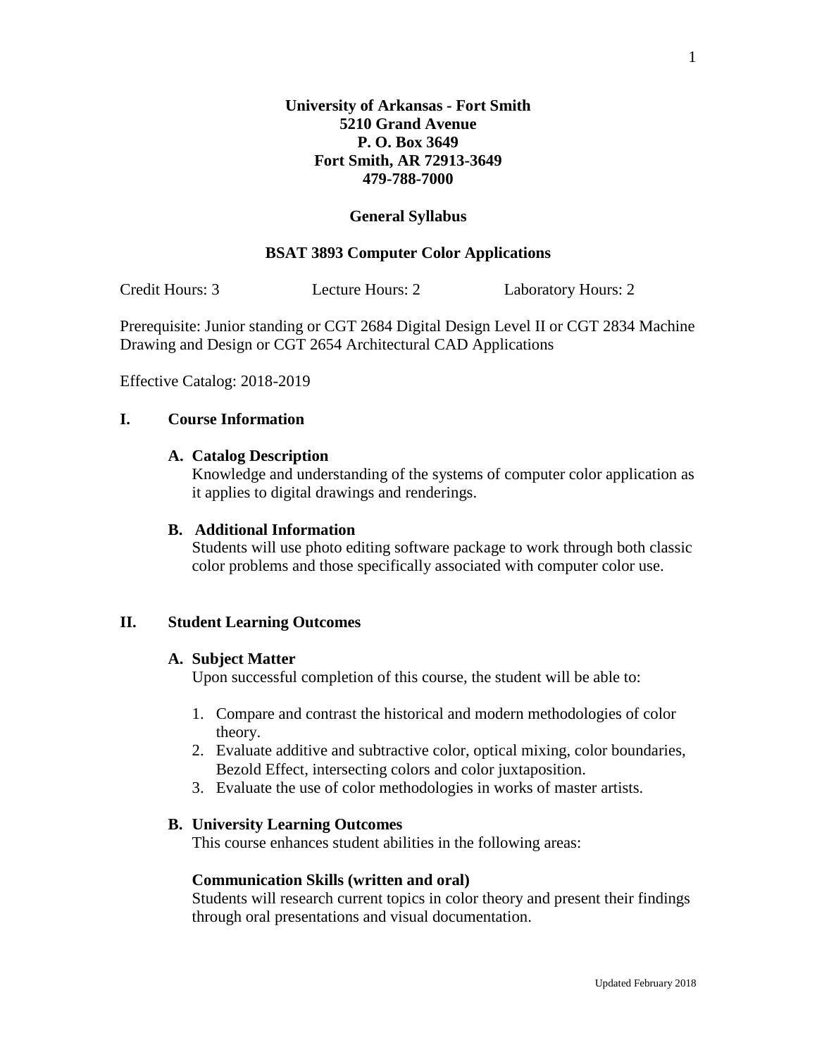**University of Arkansas - Fort Smith**
**5210 Grand Avenue**
**P. O. Box 3649**
**Fort Smith, AR 72913-3649**
**479-788-7000**

# General Syllabus

## BSAT 3893 Computer Color Applications

Credit Hours: 3 Lecture Hours: 2 Laboratory Hours: 2

Prerequisite: Junior standing or CGT 2684 Digital Design Level II or CGT 2834 Machine Drawing and Design or CGT 2654 Architectural CAD Applications

Effective Catalog: 2018-2019

## I. Course Information

### A. Catalog Description

Knowledge and understanding of the systems of computer color application as it applies to digital drawings and renderings.

### B. Additional Information

Students will use photo editing software package to work through both classic color problems and those specifically associated with computer color use.

## II. Student Learning Outcomes

### A. Subject Matter

Upon successful completion of this course, the student will be able to:

1. Compare and contrast the historical and modern methodologies of color theory.
2. Evaluate additive and subtractive color, optical mixing, color boundaries, Bezold Effect, intersecting colors and color juxtaposition.
3. Evaluate the use of color methodologies in works of master artists.

### B. University Learning Outcomes

This course enhances student abilities in the following areas:

**Communication Skills (written and oral)**

Students will research current topics in color theory and present their findings through oral presentations and visual documentation.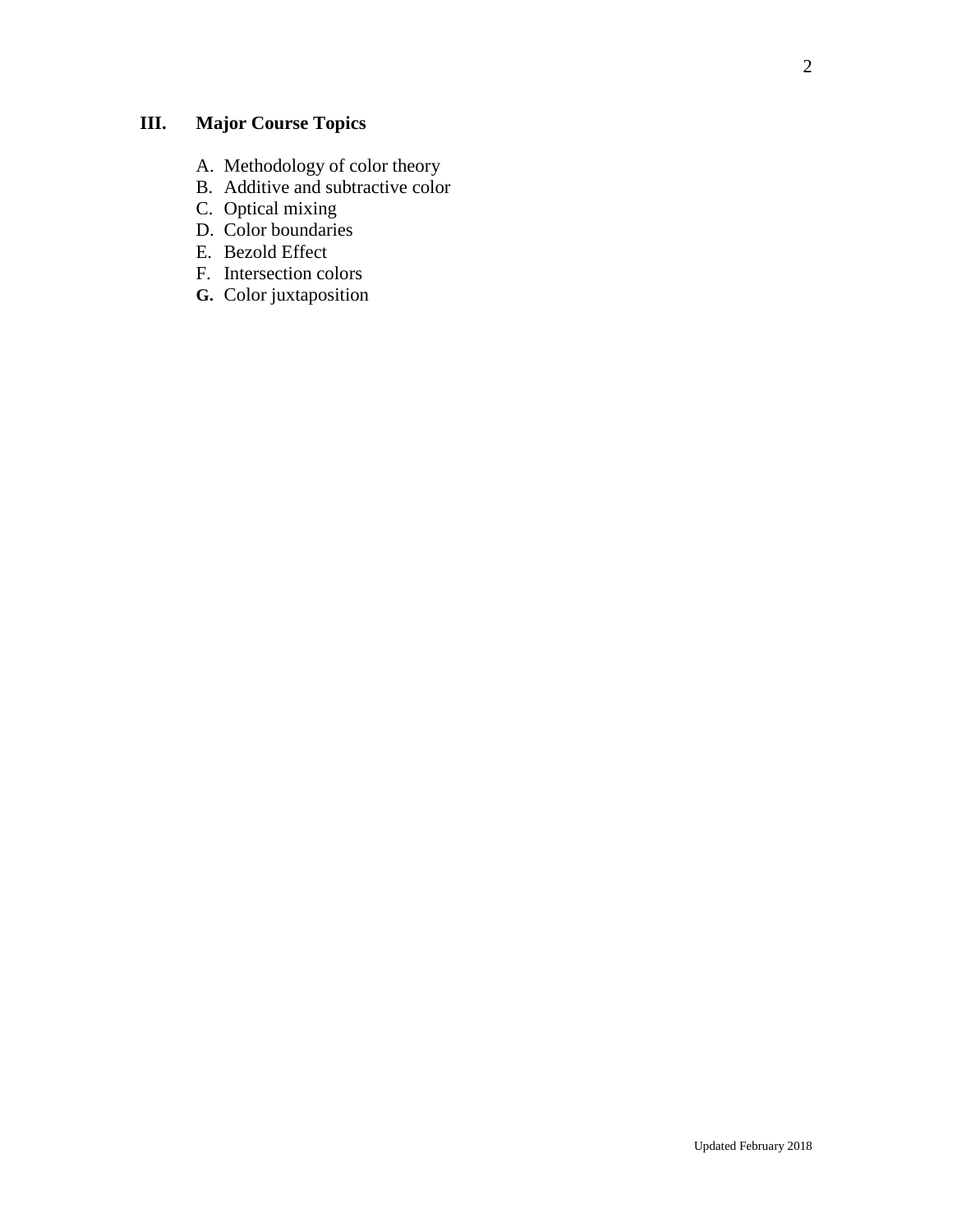## III. Major Course Topics

A. Methodology of color theory
B. Additive and subtractive color
C. Optical mixing
D. Color boundaries
E. Bezold Effect
F. Intersection colors
**G.** Color juxtaposition

Updated February 2018